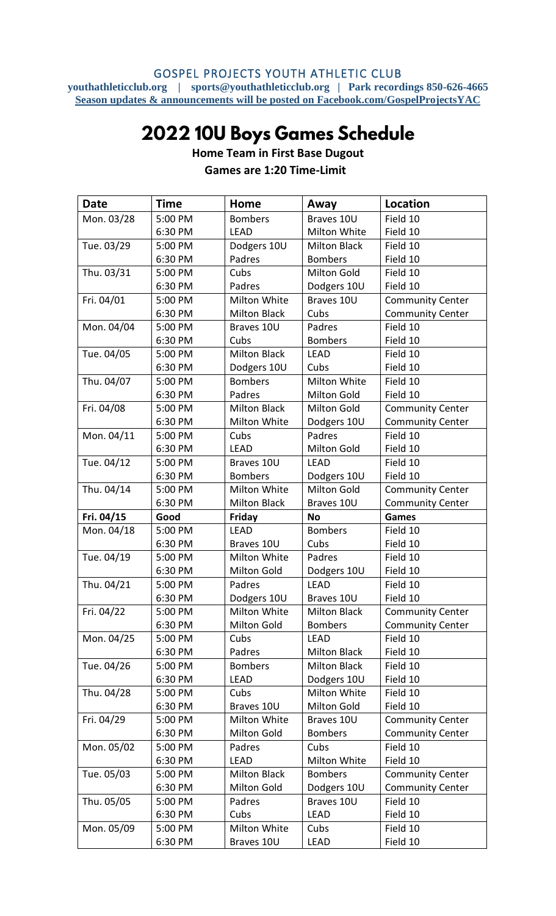GOSPEL PROJECTS YOUTH ATHLETIC CLUB

**youthathleticclub.org | sports@youthathleticclub.org | Park recordings 850-626-4665**

**Season updates & announcements will be posted on Facebook.com/GospelProjectsYAC**

# 2022 10U Boys Games Schedule

**Home Team in First Base Dugout**

**Games are 1:20 Time-Limit**

| Date | Time | Home | Away | Location |
|---|---|---|---|---|
| Mon. 03/28 | 5:00 PM | Bombers | Braves 10U | Field 10 |
| | 6:30 PM | LEAD | Milton White | Field 10 |
| Tue. 03/29 | 5:00 PM | Dodgers 10U | Milton Black | Field 10 |
| | 6:30 PM | Padres | Bombers | Field 10 |
| Thu. 03/31 | 5:00 PM | Cubs | Milton Gold | Field 10 |
| | 6:30 PM | Padres | Dodgers 10U | Field 10 |
| Fri. 04/01 | 5:00 PM | Milton White | Braves 10U | Community Center |
| | 6:30 PM | Milton Black | Cubs | Community Center |
| Mon. 04/04 | 5:00 PM | Braves 10U | Padres | Field 10 |
| | 6:30 PM | Cubs | Bombers | Field 10 |
| Tue. 04/05 | 5:00 PM | Milton Black | LEAD | Field 10 |
| | 6:30 PM | Dodgers 10U | Cubs | Field 10 |
| Thu. 04/07 | 5:00 PM | Bombers | Milton White | Field 10 |
| | 6:30 PM | Padres | Milton Gold | Field 10 |
| Fri. 04/08 | 5:00 PM | Milton Black | Milton Gold | Community Center |
| | 6:30 PM | Milton White | Dodgers 10U | Community Center |
| Mon. 04/11 | 5:00 PM | Cubs | Padres | Field 10 |
| | 6:30 PM | LEAD | Milton Gold | Field 10 |
| Tue. 04/12 | 5:00 PM | Braves 10U | LEAD | Field 10 |
| | 6:30 PM | Bombers | Dodgers 10U | Field 10 |
| Thu. 04/14 | 5:00 PM | Milton White | Milton Gold | Community Center |
| | 6:30 PM | Milton Black | Braves 10U | Community Center |
| **Fri. 04/15** | **Good** | **Friday** | **No** | **Games** |
| Mon. 04/18 | 5:00 PM | LEAD | Bombers | Field 10 |
| | 6:30 PM | Braves 10U | Cubs | Field 10 |
| Tue. 04/19 | 5:00 PM | Milton White | Padres | Field 10 |
| | 6:30 PM | Milton Gold | Dodgers 10U | Field 10 |
| Thu. 04/21 | 5:00 PM | Padres | LEAD | Field 10 |
| | 6:30 PM | Dodgers 10U | Braves 10U | Field 10 |
| Fri. 04/22 | 5:00 PM | Milton White | Milton Black | Community Center |
| | 6:30 PM | Milton Gold | Bombers | Community Center |
| Mon. 04/25 | 5:00 PM | Cubs | LEAD | Field 10 |
| | 6:30 PM | Padres | Milton Black | Field 10 |
| Tue. 04/26 | 5:00 PM | Bombers | Milton Black | Field 10 |
| | 6:30 PM | LEAD | Dodgers 10U | Field 10 |
| Thu. 04/28 | 5:00 PM | Cubs | Milton White | Field 10 |
| | 6:30 PM | Braves 10U | Milton Gold | Field 10 |
| Fri. 04/29 | 5:00 PM | Milton White | Braves 10U | Community Center |
| | 6:30 PM | Milton Gold | Bombers | Community Center |
| Mon. 05/02 | 5:00 PM | Padres | Cubs | Field 10 |
| | 6:30 PM | LEAD | Milton White | Field 10 |
| Tue. 05/03 | 5:00 PM | Milton Black | Bombers | Community Center |
| | 6:30 PM | Milton Gold | Dodgers 10U | Community Center |
| Thu. 05/05 | 5:00 PM | Padres | Braves 10U | Field 10 |
| | 6:30 PM | Cubs | LEAD | Field 10 |
| Mon. 05/09 | 5:00 PM | Milton White | Cubs | Field 10 |
| | 6:30 PM | Braves 10U | LEAD | Field 10 |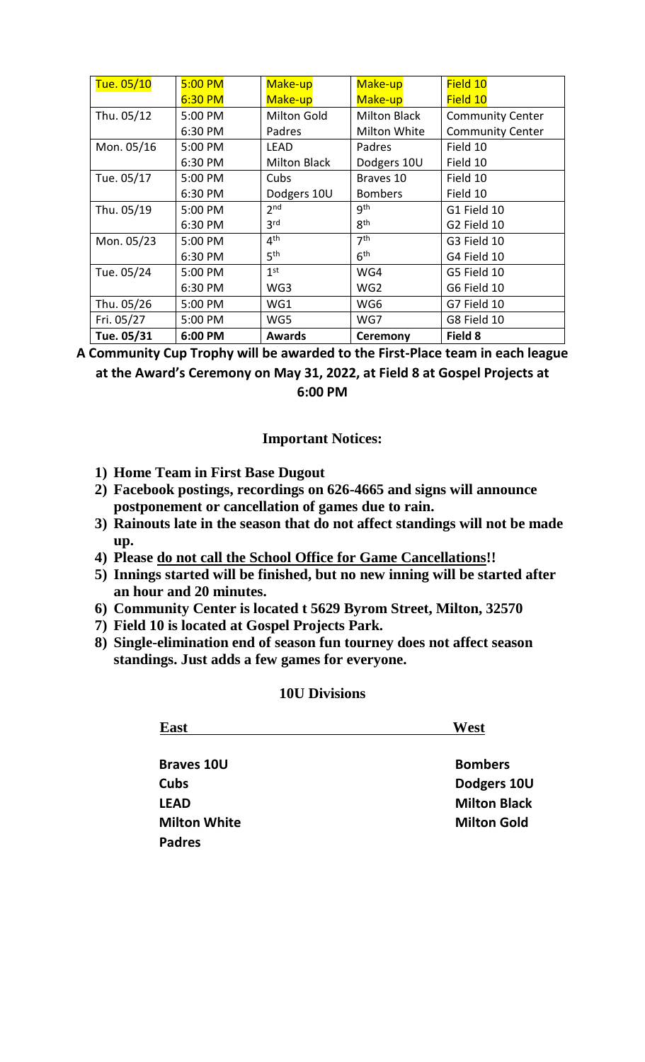| | | | | |
|---|---|---|---|---|
| Tue. 05/10 | 5:00 PM | Make-up | Make-up | Field 10 |
| | 6:30 PM | Make-up | Make-up | Field 10 |
| Thu. 05/12 | 5:00 PM | Milton Gold | Milton Black | Community Center |
| | 6:30 PM | Padres | Milton White | Community Center |
| Mon. 05/16 | 5:00 PM | LEAD | Padres | Field 10 |
| | 6:30 PM | Milton Black | Dodgers 10U | Field 10 |
| Tue. 05/17 | 5:00 PM | Cubs | Braves 10 | Field 10 |
| | 6:30 PM | Dodgers 10U | Bombers | Field 10 |
| Thu. 05/19 | 5:00 PM | 2nd | 9th | G1 Field 10 |
| | 6:30 PM | 3rd | 8th | G2 Field 10 |
| Mon. 05/23 | 5:00 PM | 4th | 7th | G3 Field 10 |
| | 6:30 PM | 5th | 6th | G4 Field 10 |
| Tue. 05/24 | 5:00 PM | 1st | WG4 | G5 Field 10 |
| | 6:30 PM | WG3 | WG2 | G6 Field 10 |
| Thu. 05/26 | 5:00 PM | WG1 | WG6 | G7 Field 10 |
| Fri. 05/27 | 5:00 PM | WG5 | WG7 | G8 Field 10 |
| **Tue. 05/31** | **6:00 PM** | **Awards** | **Ceremony** | **Field 8** |

**A Community Cup Trophy will be awarded to the First-Place team in each league at the Award's Ceremony on May 31, 2022, at Field 8 at Gospel Projects at 6:00 PM**

**Important Notices:**

1) **Home Team in First Base Dugout**
2) **Facebook postings, recordings on 626-4665 and signs will announce postponement or cancellation of games due to rain.**
3) **Rainouts late in the season that do not affect standings will not be made up.**
4) **Please do not call the School Office for Game Cancellations!!**
5) **Innings started will be finished, but no new inning will be started after an hour and 20 minutes.**
6) **Community Center is located t 5629 Byrom Street, Milton, 32570**
7) **Field 10 is located at Gospel Projects Park.**
8) **Single-elimination end of season fun tourney does not affect season standings. Just adds a few games for everyone.**

**10U Divisions**

| East | West |
|---|---|
| **Braves 10U** | **Bombers** |
| **Cubs** | **Dodgers 10U** |
| **LEAD** | **Milton Black** |
| **Milton White** | **Milton Gold** |
| **Padres** | |